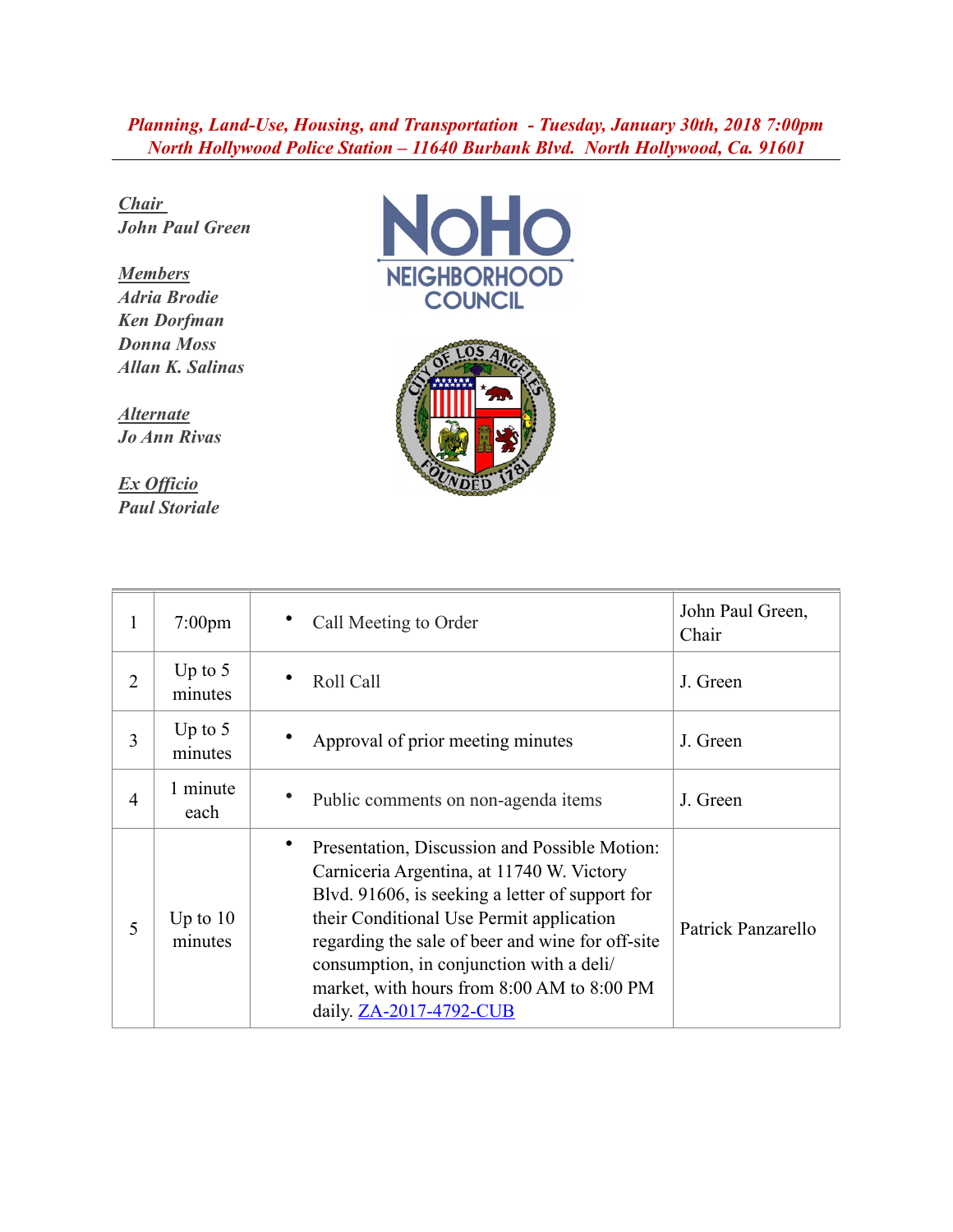***Planning, Land-Use, Housing, and Transportation - Tuesday, January 30th, 2018 7:00pm***
***North Hollywood Police Station – 11640 Burbank Blvd. North Hollywood, Ca. 91601***

***Chair***
***John Paul Green***

***Members***
***Adria Brodie***
***Ken Dorfman***
***Donna Moss***
***Allan K. Salinas***

***Alternate***
***Jo Ann Rivas***

***Ex Officio***
***Paul Storiale***

| | | | |
|---|---|---|---|
| 1 | 7:00pm | • Call Meeting to Order | John Paul Green, Chair |
| 2 | Up to 5 minutes | • Roll Call | J. Green |
| 3 | Up to 5 minutes | • Approval of prior meeting minutes | J. Green |
| 4 | 1 minute each | • Public comments on non-agenda items | J. Green |
| 5 | Up to 10 minutes | • Presentation, Discussion and Possible Motion: Carniceria Argentina, at 11740 W. Victory Blvd. 91606, is seeking a letter of support for their Conditional Use Permit application regarding the sale of beer and wine for off-site consumption, in conjunction with a deli/ market, with hours from 8:00 AM to 8:00 PM daily. ZA-2017-4792-CUB | Patrick Panzarello |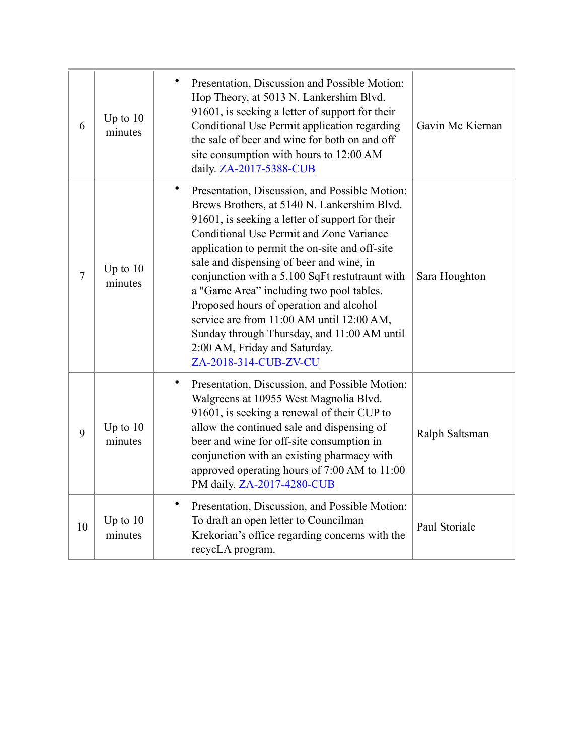| | | | |
|---|---|---|---|
| 6 | Up to 10 minutes | • Presentation, Discussion and Possible Motion: Hop Theory, at 5013 N. Lankershim Blvd. 91601, is seeking a letter of support for their Conditional Use Permit application regarding the sale of beer and wine for both on and off site consumption with hours to 12:00 AM daily. ZA-2017-5388-CUB | Gavin Mc Kiernan |
| 7 | Up to 10 minutes | • Presentation, Discussion, and Possible Motion: Brews Brothers, at 5140 N. Lankershim Blvd. 91601, is seeking a letter of support for their Conditional Use Permit and Zone Variance application to permit the on-site and off-site sale and dispensing of beer and wine, in conjunction with a 5,100 SqFt restutraunt with a "Game Area" including two pool tables. Proposed hours of operation and alcohol service are from 11:00 AM until 12:00 AM, Sunday through Thursday, and 11:00 AM until 2:00 AM, Friday and Saturday. ZA-2018-314-CUB-ZV-CU | Sara Houghton |
| 9 | Up to 10 minutes | • Presentation, Discussion, and Possible Motion: Walgreens at 10955 West Magnolia Blvd. 91601, is seeking a renewal of their CUP to allow the continued sale and dispensing of beer and wine for off-site consumption in conjunction with an existing pharmacy with approved operating hours of 7:00 AM to 11:00 PM daily. ZA-2017-4280-CUB | Ralph Saltsman |
| 10 | Up to 10 minutes | • Presentation, Discussion, and Possible Motion: To draft an open letter to Councilman Krekorian's office regarding concerns with the recycLA program. | Paul Storiale |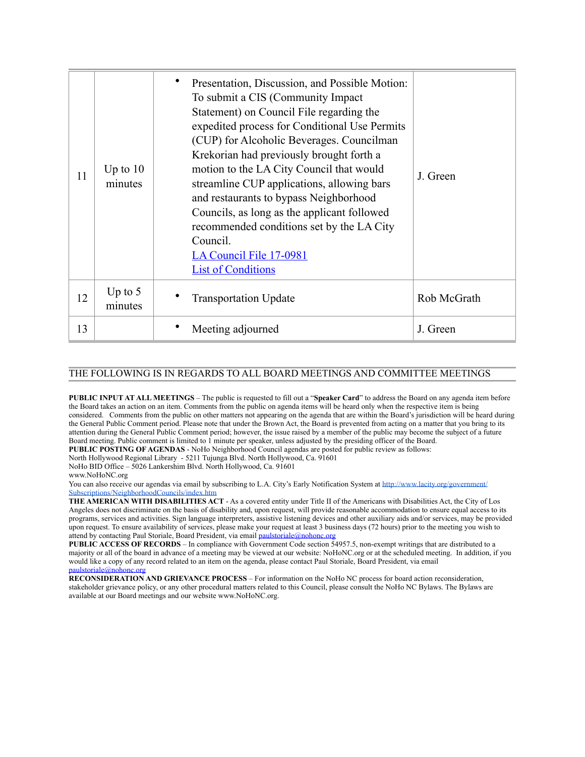| | | | |
|---|---|---|---|
| 11 | Up to 10 minutes | • Presentation, Discussion, and Possible Motion: To submit a CIS (Community Impact Statement) on Council File regarding the expedited process for Conditional Use Permits (CUP) for Alcoholic Beverages. Councilman Krekorian had previously brought forth a motion to the LA City Council that would streamline CUP applications, allowing bars and restaurants to bypass Neighborhood Councils, as long as the applicant followed recommended conditions set by the LA City Council. LA Council File 17-0981 List of Conditions | J. Green |
| 12 | Up to 5 minutes | • Transportation Update | Rob McGrath |
| 13 | | • Meeting adjourned | J. Green |

THE FOLLOWING IS IN REGARDS TO ALL BOARD MEETINGS AND COMMITTEE MEETINGS

**PUBLIC INPUT AT ALL MEETINGS** – The public is requested to fill out a "**Speaker Card**" to address the Board on any agenda item before the Board takes an action on an item. Comments from the public on agenda items will be heard only when the respective item is being considered. Comments from the public on other matters not appearing on the agenda that are within the Board's jurisdiction will be heard during the General Public Comment period. Please note that under the Brown Act, the Board is prevented from acting on a matter that you bring to its attention during the General Public Comment period; however, the issue raised by a member of the public may become the subject of a future Board meeting. Public comment is limited to 1 minute per speaker, unless adjusted by the presiding officer of the Board.

**PUBLIC POSTING OF AGENDAS** - NoHo Neighborhood Council agendas are posted for public review as follows:
North Hollywood Regional Library - 5211 Tujunga Blvd. North Hollywood, Ca. 91601
NoHo BID Office – 5026 Lankershim Blvd. North Hollywood, Ca. 91601
www.NoHoNC.org
You can also receive our agendas via email by subscribing to L.A. City's Early Notification System at http://www.lacity.org/government/Subscriptions/NeighborhoodCouncils/index.htm

**THE AMERICAN WITH DISABILITIES ACT** - As a covered entity under Title II of the Americans with Disabilities Act, the City of Los Angeles does not discriminate on the basis of disability and, upon request, will provide reasonable accommodation to ensure equal access to its programs, services and activities. Sign language interpreters, assistive listening devices and other auxiliary aids and/or services, may be provided upon request. To ensure availability of services, please make your request at least 3 business days (72 hours) prior to the meeting you wish to attend by contacting Paul Storiale, Board President, via email paulstoriale@nohonc.org

**PUBLIC ACCESS OF RECORDS** – In compliance with Government Code section 54957.5, non-exempt writings that are distributed to a majority or all of the board in advance of a meeting may be viewed at our website: NoHoNC.org or at the scheduled meeting. In addition, if you would like a copy of any record related to an item on the agenda, please contact Paul Storiale, Board President, via email paulstoriale@nohonc.org

**RECONSIDERATION AND GRIEVANCE PROCESS** – For information on the NoHo NC process for board action reconsideration, stakeholder grievance policy, or any other procedural matters related to this Council, please consult the NoHo NC Bylaws. The Bylaws are available at our Board meetings and our website www.NoHoNC.org.